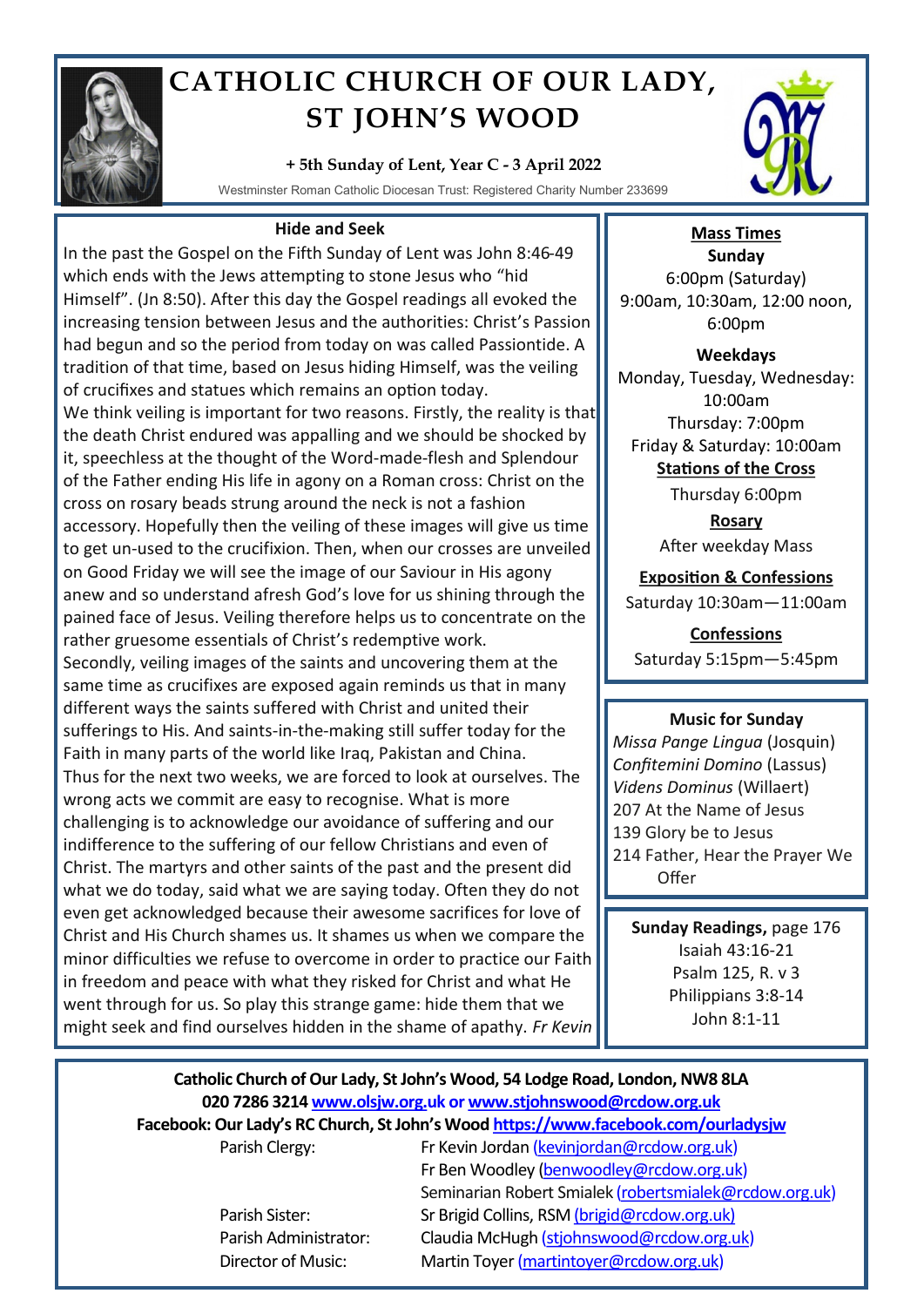# CATHOLIC CHURCH OF OUR LADY, ST JOHN'S WOOD

**+ 5th Sunday of Lent, Year C - 3 April 2022**

Westminster Roman Catholic Diocesan Trust: Registered Charity Number 233699

## Hide and Seek

In the past the Gospel on the Fifth Sunday of Lent was John 8:46-49 which ends with the Jews attempting to stone Jesus who "hid Himself". (Jn 8:50). After this day the Gospel readings all evoked the increasing tension between Jesus and the authorities: Christ's Passion had begun and so the period from today on was called Passiontide. A tradition of that time, based on Jesus hiding Himself, was the veiling of crucifixes and statues which remains an option today.

We think veiling is important for two reasons. Firstly, the reality is that the death Christ endured was appalling and we should be shocked by it, speechless at the thought of the Word-made-flesh and Splendour of the Father ending His life in agony on a Roman cross: Christ on the cross on rosary beads strung around the neck is not a fashion accessory. Hopefully then the veiling of these images will give us time to get un-used to the crucifixion. Then, when our crosses are unveiled on Good Friday we will see the image of our Saviour in His agony anew and so understand afresh God's love for us shining through the pained face of Jesus. Veiling therefore helps us to concentrate on the rather gruesome essentials of Christ's redemptive work.

Secondly, veiling images of the saints and uncovering them at the same time as crucifixes are exposed again reminds us that in many different ways the saints suffered with Christ and united their sufferings to His. And saints-in-the-making still suffer today for the Faith in many parts of the world like Iraq, Pakistan and China.

Thus for the next two weeks, we are forced to look at ourselves. The wrong acts we commit are easy to recognise. What is more challenging is to acknowledge our avoidance of suffering and our indifference to the suffering of our fellow Christians and even of Christ. The martyrs and other saints of the past and the present did what we do today, said what we are saying today. Often they do not even get acknowledged because their awesome sacrifices for love of Christ and His Church shames us. It shames us when we compare the minor difficulties we refuse to overcome in order to practice our Faith in freedom and peace with what they risked for Christ and what He went through for us. So play this strange game: hide them that we might seek and find ourselves hidden in the shame of apathy. *Fr Kevin*

## Mass Times

**Sunday**
6:00pm (Saturday)
9:00am, 10:30am, 12:00 noon, 6:00pm

**Weekdays**
Monday, Tuesday, Wednesday: 10:00am
Thursday: 7:00pm
Friday & Saturday: 10:00am

**Stations of the Cross**
Thursday 6:00pm

**Rosary**
After weekday Mass

**Exposition & Confessions**
Saturday 10:30am—11:00am

**Confessions**
Saturday 5:15pm—5:45pm

## Music for Sunday

*Missa Pange Lingua* (Josquin)
*Confitemini Domino* (Lassus)
*Videns Dominus* (Willaert)
207 At the Name of Jesus
139 Glory be to Jesus
214 Father, Hear the Prayer We Offer

## Sunday Readings, page 176

Isaiah 43:16-21
Psalm 125, R. v 3
Philippians 3:8-14
John 8:1-11

---

**Catholic Church of Our Lady, St John's Wood, 54 Lodge Road, London, NW8 8LA**
**020 7286 3214 www.olsjw.org.uk or www.stjohnswood@rcdow.org.uk**
**Facebook: Our Lady's RC Church, St John's Wood https://www.facebook.com/ourladysjw**

| | |
|---|---|
| Parish Clergy: | Fr Kevin Jordan (kevinjordan@rcdow.org.uk) |
| | Fr Ben Woodley (benwoodley@rcdow.org.uk) |
| | Seminarian Robert Smialek (robertsmialek@rcdow.org.uk) |
| Parish Sister: | Sr Brigid Collins, RSM (brigid@rcdow.org.uk) |
| Parish Administrator: | Claudia McHugh (stjohnswood@rcdow.org.uk) |
| Director of Music: | Martin Toyer (martintoyer@rcdow.org.uk) |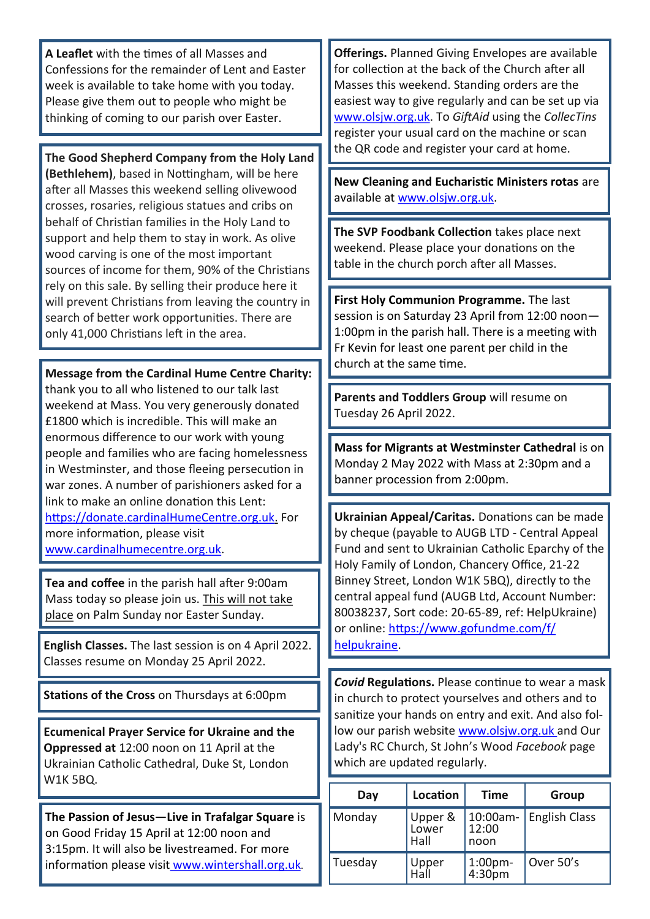**A Leaflet** with the times of all Masses and Confessions for the remainder of Lent and Easter week is available to take home with you today. Please give them out to people who might be thinking of coming to our parish over Easter.

**The Good Shepherd Company from the Holy Land (Bethlehem)**, based in Nottingham, will be here after all Masses this weekend selling olivewood crosses, rosaries, religious statues and cribs on behalf of Christian families in the Holy Land to support and help them to stay in work. As olive wood carving is one of the most important sources of income for them, 90% of the Christians rely on this sale. By selling their produce here it will prevent Christians from leaving the country in search of better work opportunities. There are only 41,000 Christians left in the area.

**Message from the Cardinal Hume Centre Charity:** thank you to all who listened to our talk last weekend at Mass. You very generously donated £1800 which is incredible. This will make an enormous difference to our work with young people and families who are facing homelessness in Westminster, and those fleeing persecution in war zones. A number of parishioners asked for a link to make an online donation this Lent: https://donate.cardinalHumeCentre.org.uk. For more information, please visit www.cardinalhumecentre.org.uk.

**Tea and coffee** in the parish hall after 9:00am Mass today so please join us. This will not take place on Palm Sunday nor Easter Sunday.

**English Classes.** The last session is on 4 April 2022. Classes resume on Monday 25 April 2022.

**Stations of the Cross** on Thursdays at 6:00pm

**Ecumenical Prayer Service for Ukraine and the Oppressed at** 12:00 noon on 11 April at the Ukrainian Catholic Cathedral, Duke St, London W1K 5BQ.

**The Passion of Jesus—Live in Trafalgar Square** is on Good Friday 15 April at 12:00 noon and 3:15pm. It will also be livestreamed. For more information please visit www.wintershall.org.uk.

**Offerings.** Planned Giving Envelopes are available for collection at the back of the Church after all Masses this weekend. Standing orders are the easiest way to give regularly and can be set up via www.olsjw.org.uk. To *GiftAid* using the *CollecTins* register your usual card on the machine or scan the QR code and register your card at home.

**New Cleaning and Eucharistic Ministers rotas** are available at www.olsjw.org.uk.

**The SVP Foodbank Collection** takes place next weekend. Please place your donations on the table in the church porch after all Masses.

**First Holy Communion Programme.** The last session is on Saturday 23 April from 12:00 noon—1:00pm in the parish hall. There is a meeting with Fr Kevin for least one parent per child in the church at the same time.

**Parents and Toddlers Group** will resume on Tuesday 26 April 2022.

**Mass for Migrants at Westminster Cathedral** is on Monday 2 May 2022 with Mass at 2:30pm and a banner procession from 2:00pm.

**Ukrainian Appeal/Caritas.** Donations can be made by cheque (payable to AUGB LTD - Central Appeal Fund and sent to Ukrainian Catholic Eparchy of the Holy Family of London, Chancery Office, 21-22 Binney Street, London W1K 5BQ), directly to the central appeal fund (AUGB Ltd, Account Number: 80038237, Sort code: 20-65-89, ref: HelpUkraine) or online: https://www.gofundme.com/f/helpukraine.

***Covid* Regulations.** Please continue to wear a mask in church to protect yourselves and others and to sanitize your hands on entry and exit. And also follow our parish website www.olsjw.org.uk and Our Lady's RC Church, St John's Wood *Facebook* page which are updated regularly.

| Day | Location | Time | Group |
|---|---|---|---|
| Monday | Upper & Lower Hall | 10:00am-12:00 noon | English Class |
| Tuesday | Upper Hall | 1:00pm-4:30pm | Over 50's |